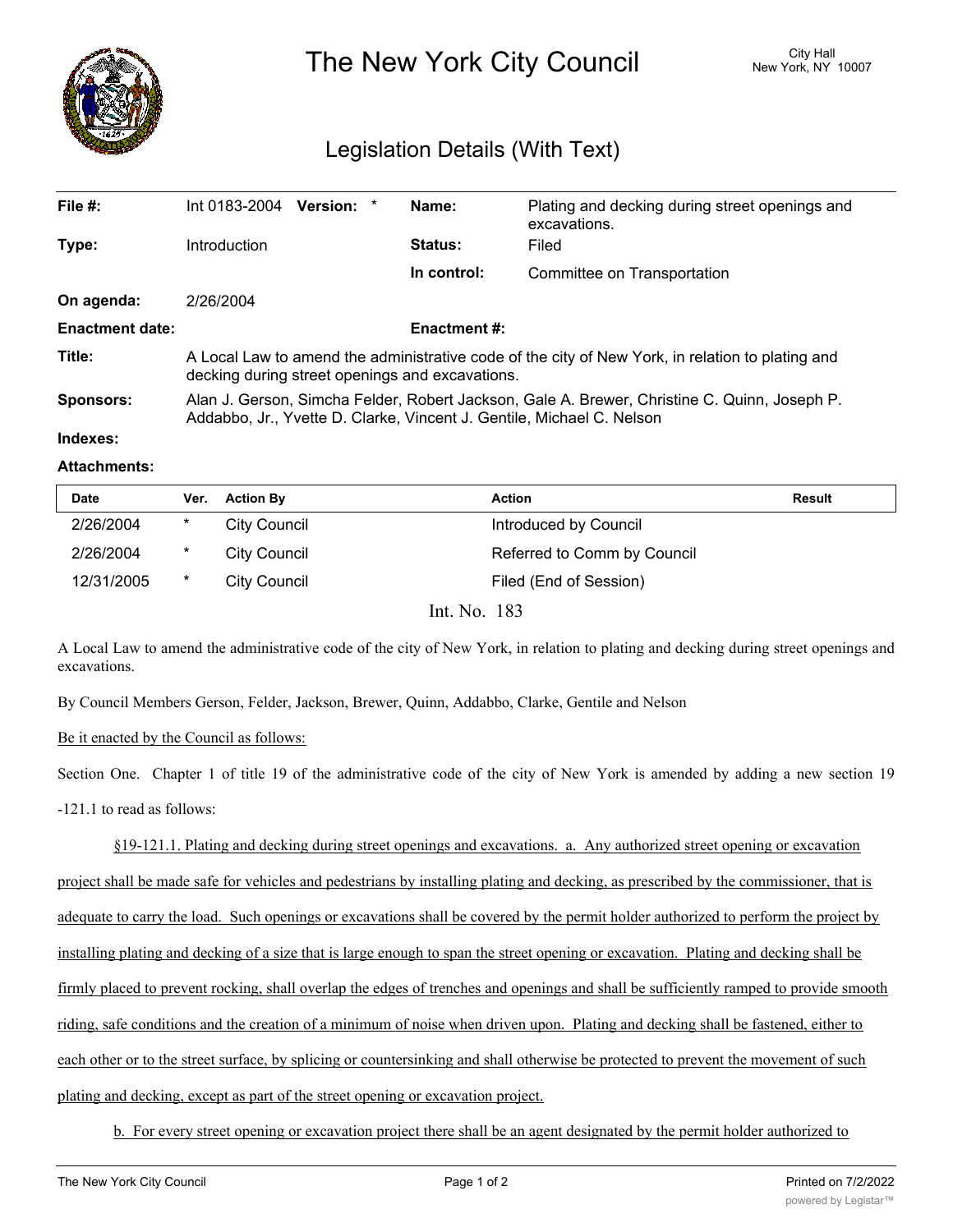# The New York City Council

City Hall
New York, NY 10007

## Legislation Details (With Text)

| | | | |
|---|---|---|---|
| **File #:** | Int 0183-2004 **Version:** * | **Name:** | Plating and decking during street openings and excavations. |
| **Type:** | Introduction | **Status:** | Filed |
| | | **In control:** | Committee on Transportation |
| **On agenda:** | 2/26/2004 | | |
| **Enactment date:** | | **Enactment #:** | |

**Title:** A Local Law to amend the administrative code of the city of New York, in relation to plating and decking during street openings and excavations.

**Sponsors:** Alan J. Gerson, Simcha Felder, Robert Jackson, Gale A. Brewer, Christine C. Quinn, Joseph P. Addabbo, Jr., Yvette D. Clarke, Vincent J. Gentile, Michael C. Nelson

**Indexes:**

**Attachments:**

| Date | Ver. | Action By | Action | Result |
|---|---|---|---|---|
| 2/26/2004 | * | City Council | Introduced by Council | |
| 2/26/2004 | * | City Council | Referred to Comm by Council | |
| 12/31/2005 | * | City Council | Filed (End of Session) | |

Int. No. 183

A Local Law to amend the administrative code of the city of New York, in relation to plating and decking during street openings and excavations.

By Council Members Gerson, Felder, Jackson, Brewer, Quinn, Addabbo, Clarke, Gentile and Nelson

Be it enacted by the Council as follows:

Section One. Chapter 1 of title 19 of the administrative code of the city of New York is amended by adding a new section 19-121.1 to read as follows:

§19-121.1. Plating and decking during street openings and excavations. a. Any authorized street opening or excavation project shall be made safe for vehicles and pedestrians by installing plating and decking, as prescribed by the commissioner, that is adequate to carry the load. Such openings or excavations shall be covered by the permit holder authorized to perform the project by installing plating and decking of a size that is large enough to span the street opening or excavation. Plating and decking shall be firmly placed to prevent rocking, shall overlap the edges of trenches and openings and shall be sufficiently ramped to provide smooth riding, safe conditions and the creation of a minimum of noise when driven upon. Plating and decking shall be fastened, either to each other or to the street surface, by splicing or countersinking and shall otherwise be protected to prevent the movement of such plating and decking, except as part of the street opening or excavation project.

b. For every street opening or excavation project there shall be an agent designated by the permit holder authorized to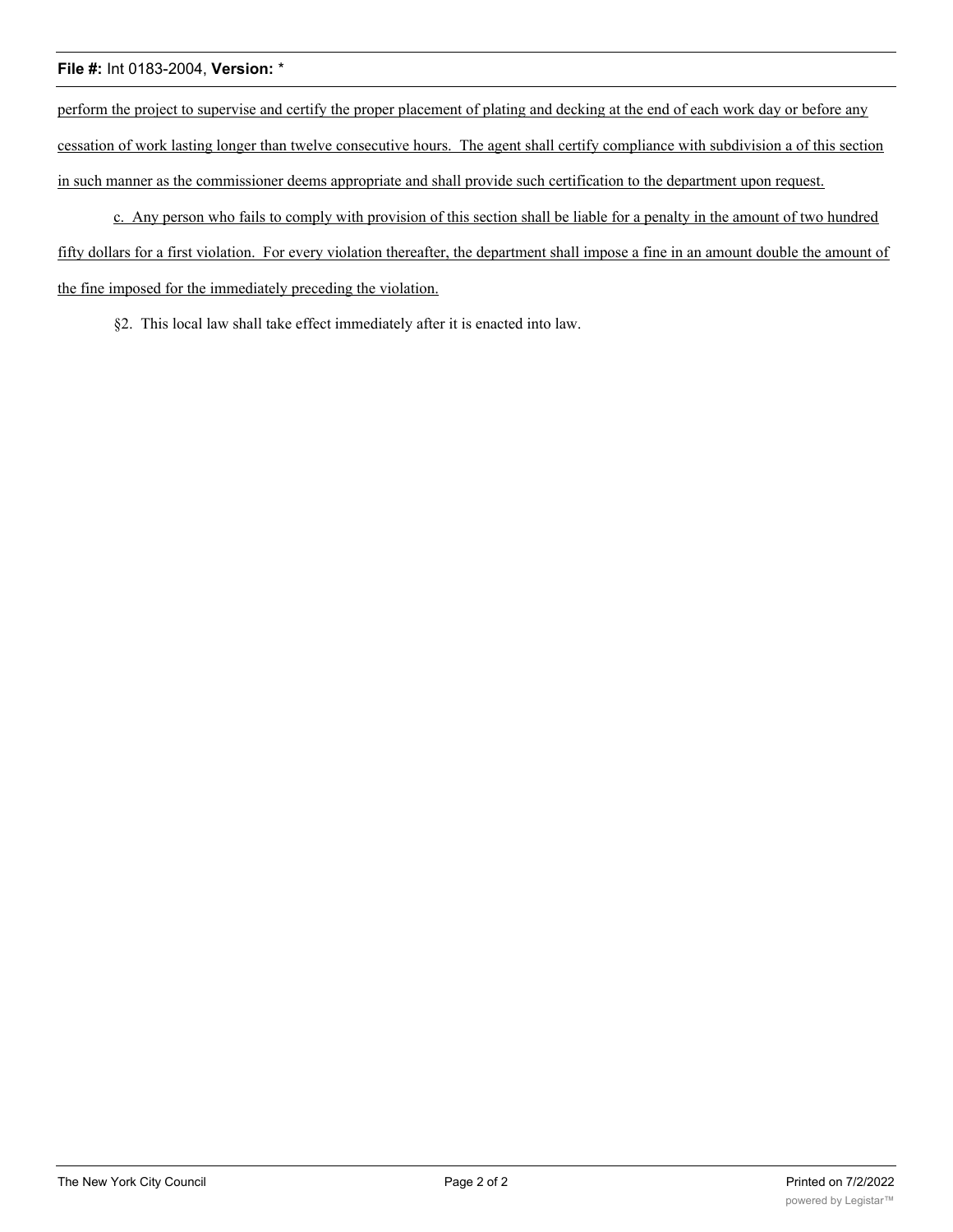perform the project to supervise and certify the proper placement of plating and decking at the end of each work day or before any cessation of work lasting longer than twelve consecutive hours. The agent shall certify compliance with subdivision a of this section in such manner as the commissioner deems appropriate and shall provide such certification to the department upon request.

c. Any person who fails to comply with provision of this section shall be liable for a penalty in the amount of two hundred fifty dollars for a first violation. For every violation thereafter, the department shall impose a fine in an amount double the amount of the fine imposed for the immediately preceding the violation.

§2. This local law shall take effect immediately after it is enacted into law.